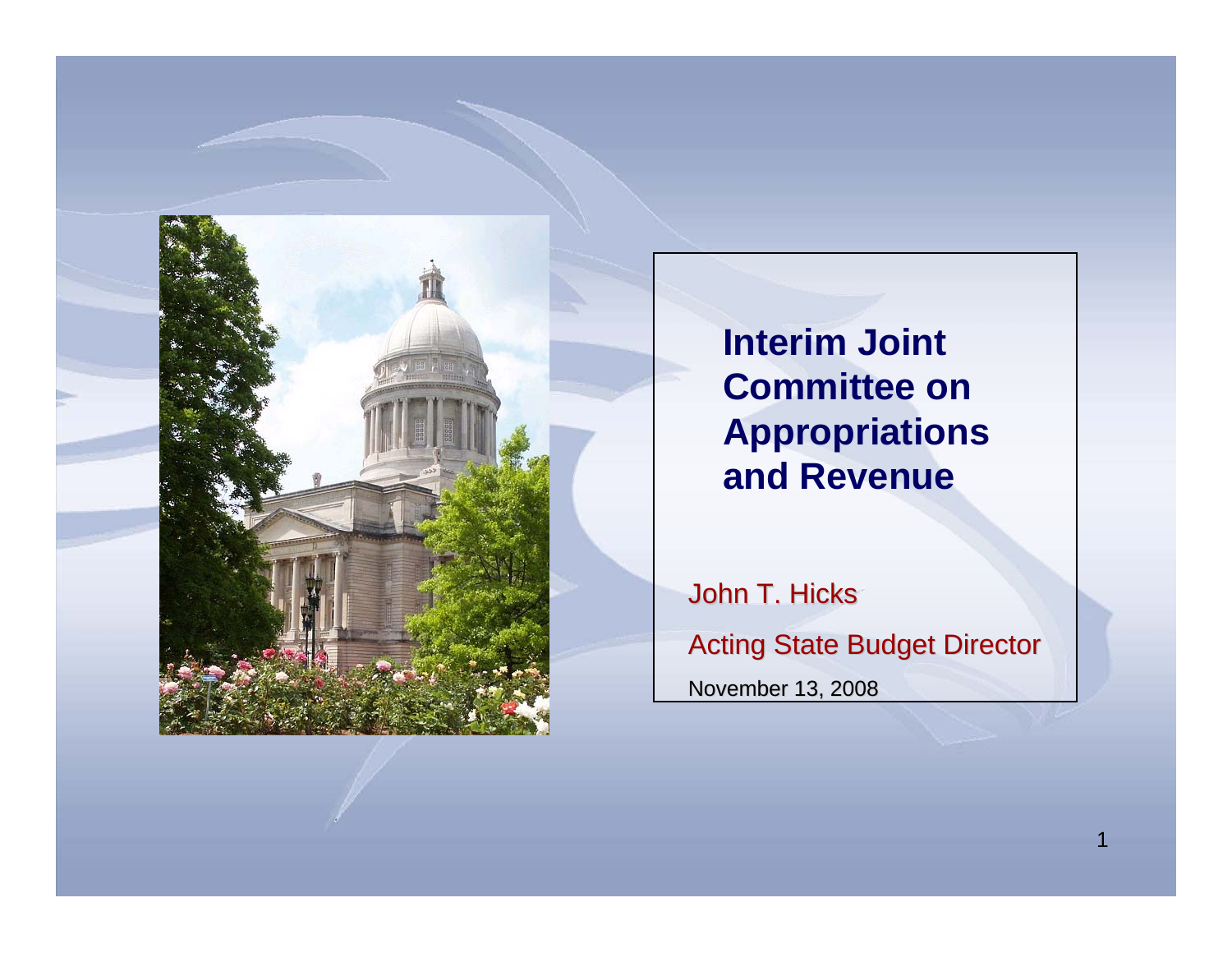# Interim Joint Committee on Appropriations and Revenue

John T. Hicks

Acting State Budget Director

November 13, 2008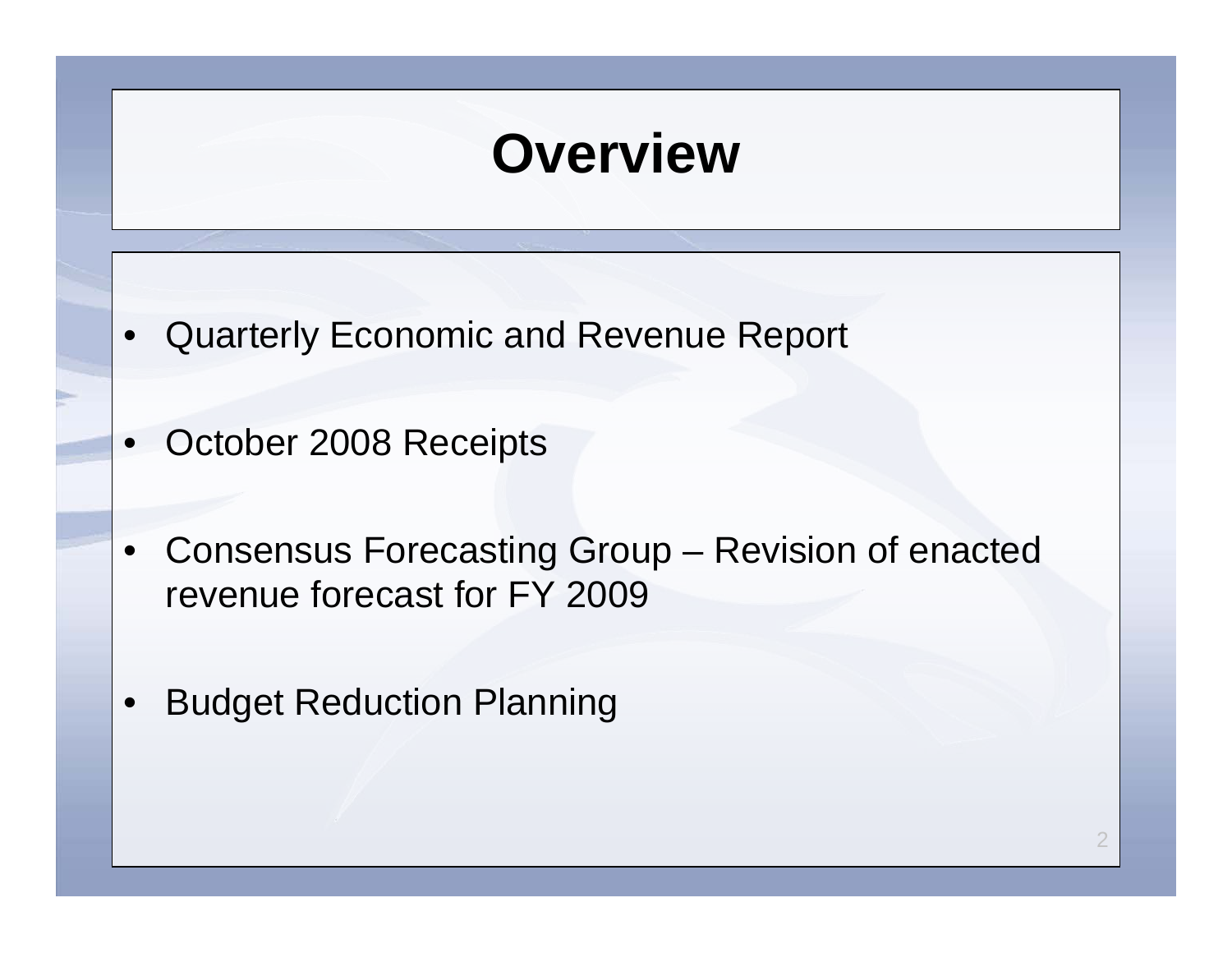# Overview

- Quarterly Economic and Revenue Report
- October 2008 Receipts
- Consensus Forecasting Group – Revision of enacted revenue forecast for FY 2009
- Budget Reduction Planning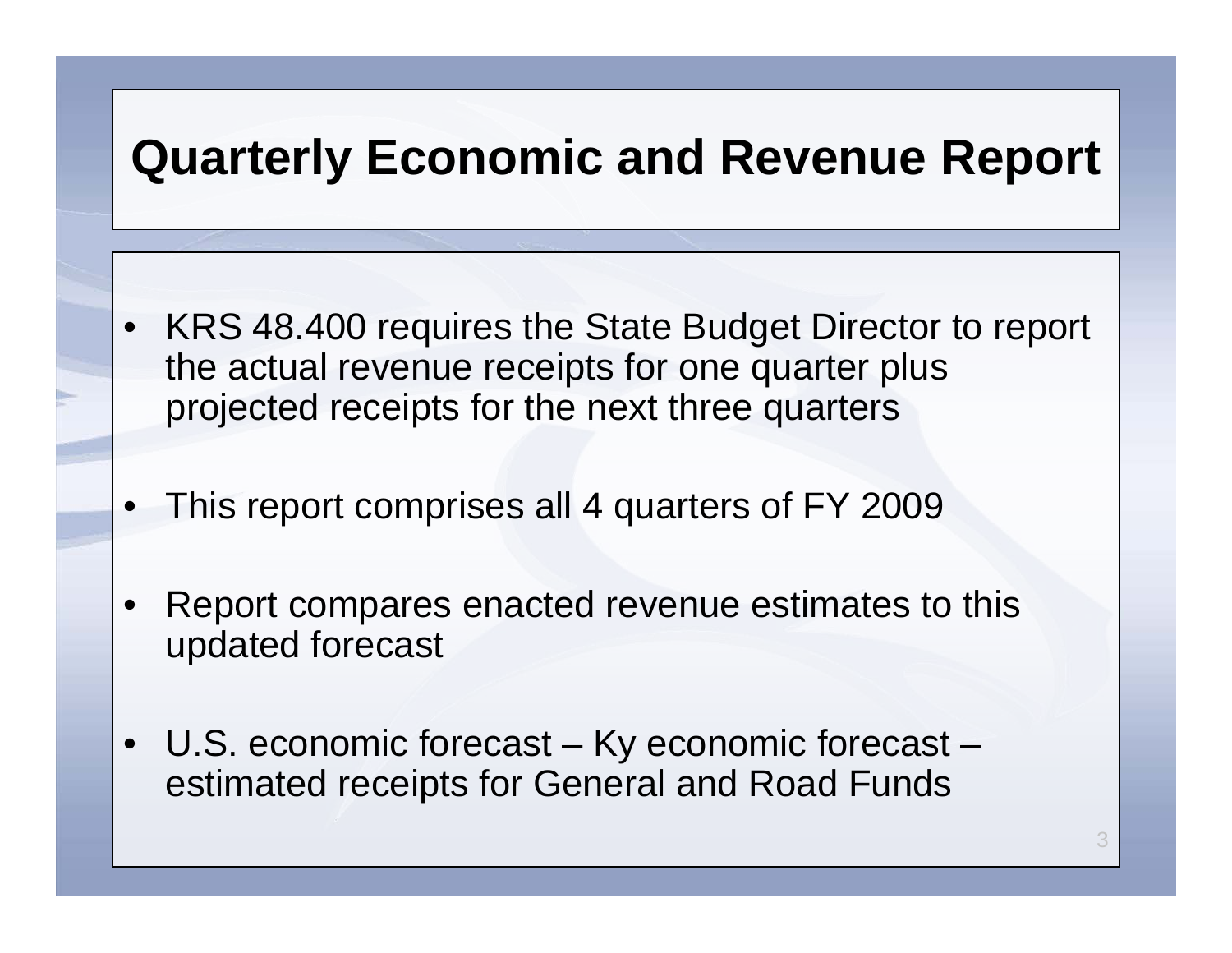# Quarterly Economic and Revenue Report

- KRS 48.400 requires the State Budget Director to report the actual revenue receipts for one quarter plus projected receipts for the next three quarters
- This report comprises all 4 quarters of FY 2009
- Report compares enacted revenue estimates to this updated forecast
- U.S. economic forecast – Ky economic forecast – estimated receipts for General and Road Funds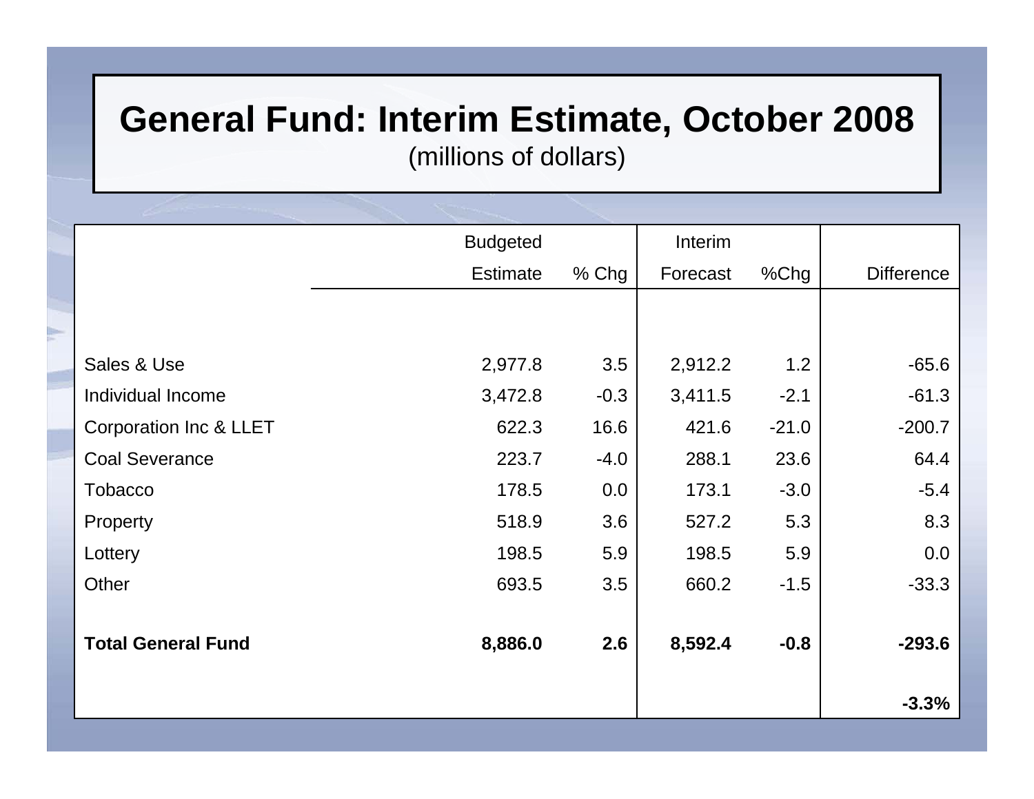# General Fund: Interim Estimate, October 2008

(millions of dollars)

| | Budgeted Estimate | % Chg | Interim Forecast | %Chg | Difference |
|---|---|---|---|---|---|
| Sales & Use | 2,977.8 | 3.5 | 2,912.2 | 1.2 | -65.6 |
| Individual Income | 3,472.8 | -0.3 | 3,411.5 | -2.1 | -61.3 |
| Corporation Inc & LLET | 622.3 | 16.6 | 421.6 | -21.0 | -200.7 |
| Coal Severance | 223.7 | -4.0 | 288.1 | 23.6 | 64.4 |
| Tobacco | 178.5 | 0.0 | 173.1 | -3.0 | -5.4 |
| Property | 518.9 | 3.6 | 527.2 | 5.3 | 8.3 |
| Lottery | 198.5 | 5.9 | 198.5 | 5.9 | 0.0 |
| Other | 693.5 | 3.5 | 660.2 | -1.5 | -33.3 |
| **Total General Fund** | **8,886.0** | **2.6** | **8,592.4** | **-0.8** | **-293.6** |
| | | | | | **-3.3%** |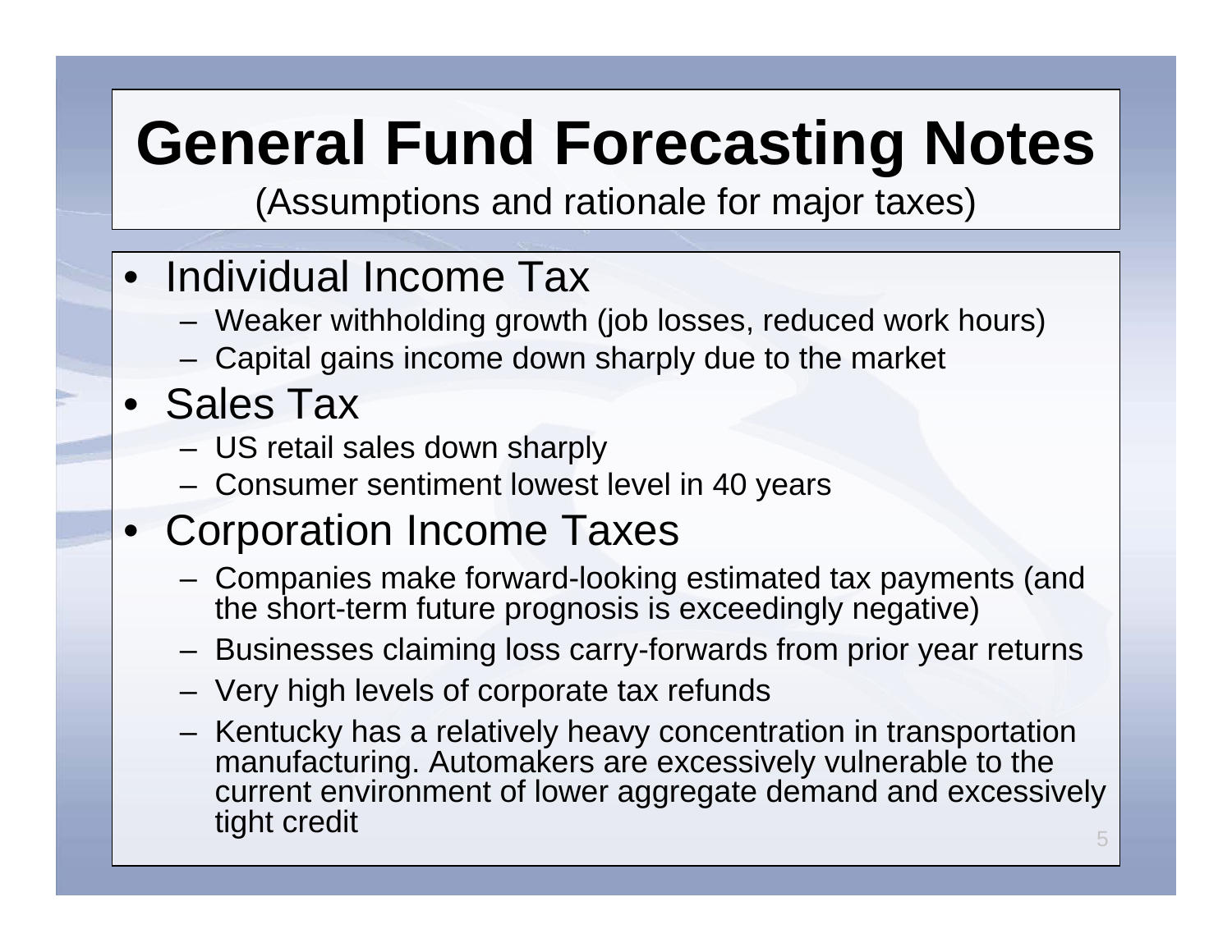# General Fund Forecasting Notes

(Assumptions and rationale for major taxes)

- Individual Income Tax
  - Weaker withholding growth (job losses, reduced work hours)
  - Capital gains income down sharply due to the market
- Sales Tax
  - US retail sales down sharply
  - Consumer sentiment lowest level in 40 years
- Corporation Income Taxes
  - Companies make forward-looking estimated tax payments (and the short-term future prognosis is exceedingly negative)
  - Businesses claiming loss carry-forwards from prior year returns
  - Very high levels of corporate tax refunds
  - Kentucky has a relatively heavy concentration in transportation manufacturing. Automakers are excessively vulnerable to the current environment of lower aggregate demand and excessively tight credit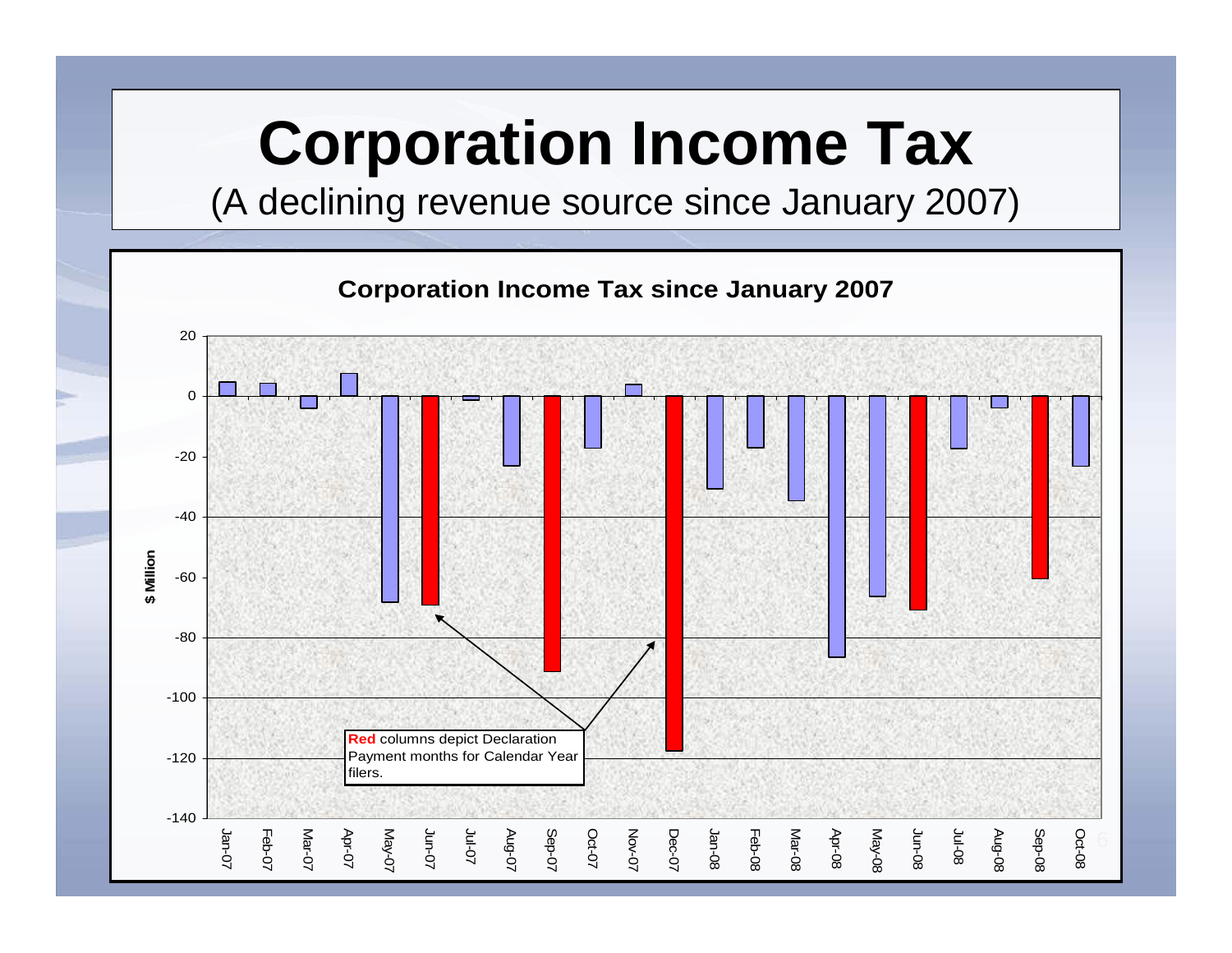# Corporation Income Tax

(A declining revenue source since January 2007)

**Corporation Income Tax since January 2007**

$ Million

Red columns depict Declaration Payment months for Calendar Year filers.

| Month | $ Million (approx.) |
|---|---|
| Jan-07 | 5 |
| Feb-07 | 4 |
| Mar-07 | -4 |
| Apr-07 | 7 |
| May-07 | -68 |
| Jun-07 | -69 |
| Jul-07 | -1 |
| Aug-07 | -23 |
| Sep-07 | -91 |
| Oct-07 | -17 |
| Nov-07 | 4 |
| Dec-07 | -118 |
| Jan-08 | -31 |
| Feb-08 | -17 |
| Mar-08 | -35 |
| Apr-08 | -87 |
| May-08 | -66 |
| Jun-08 | -71 |
| Jul-08 | -17 |
| Aug-08 | -4 |
| Sep-08 | -60 |
| Oct-08 | -23 |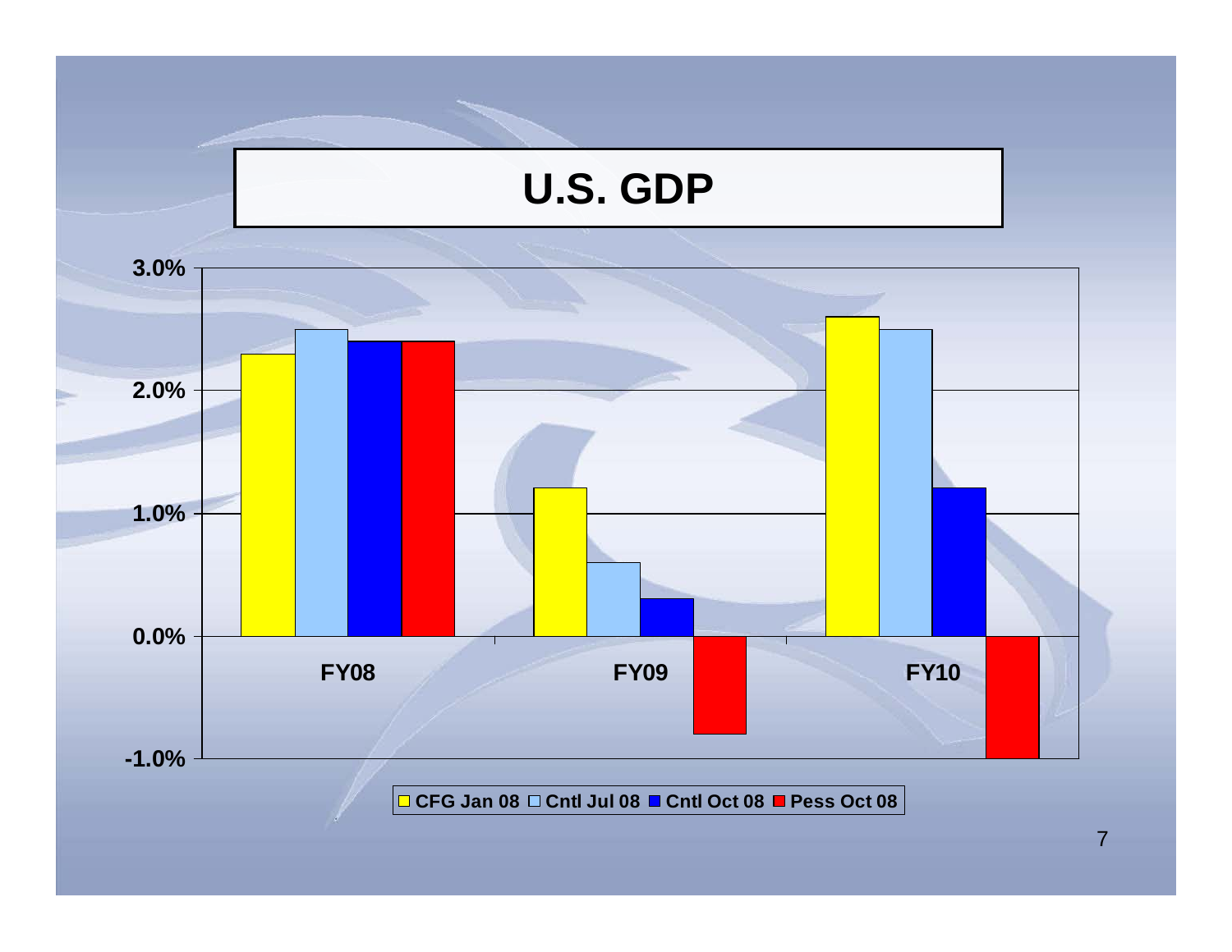# U.S. GDP

| | CFG Jan 08 | Cntl Jul 08 | Cntl Oct 08 | Pess Oct 08 |
|---|---|---|---|---|
| FY08 | 2.3% | 2.5% | 2.4% | 2.4% |
| FY09 | 1.2% | 0.6% | 0.3% | -0.8% |
| FY10 | 2.6% | 2.5% | 1.2% | -1.0% |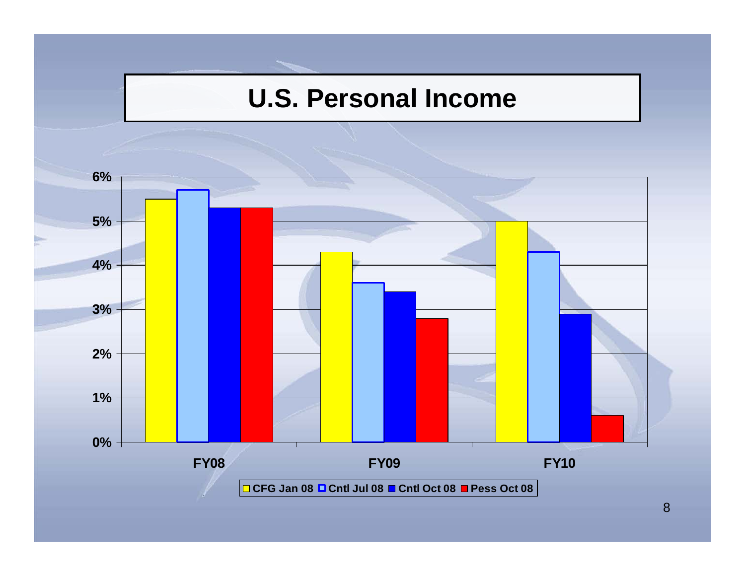# U.S. Personal Income

| | CFG Jan 08 | Cntl Jul 08 | Cntl Oct 08 | Pess Oct 08 |
|---|---|---|---|---|
| FY08 | 5.5% | 5.7% | 5.3% | 5.3% |
| FY09 | 4.3% | 3.6% | 3.4% | 2.8% |
| FY10 | 5.0% | 4.3% | 2.9% | 0.6% |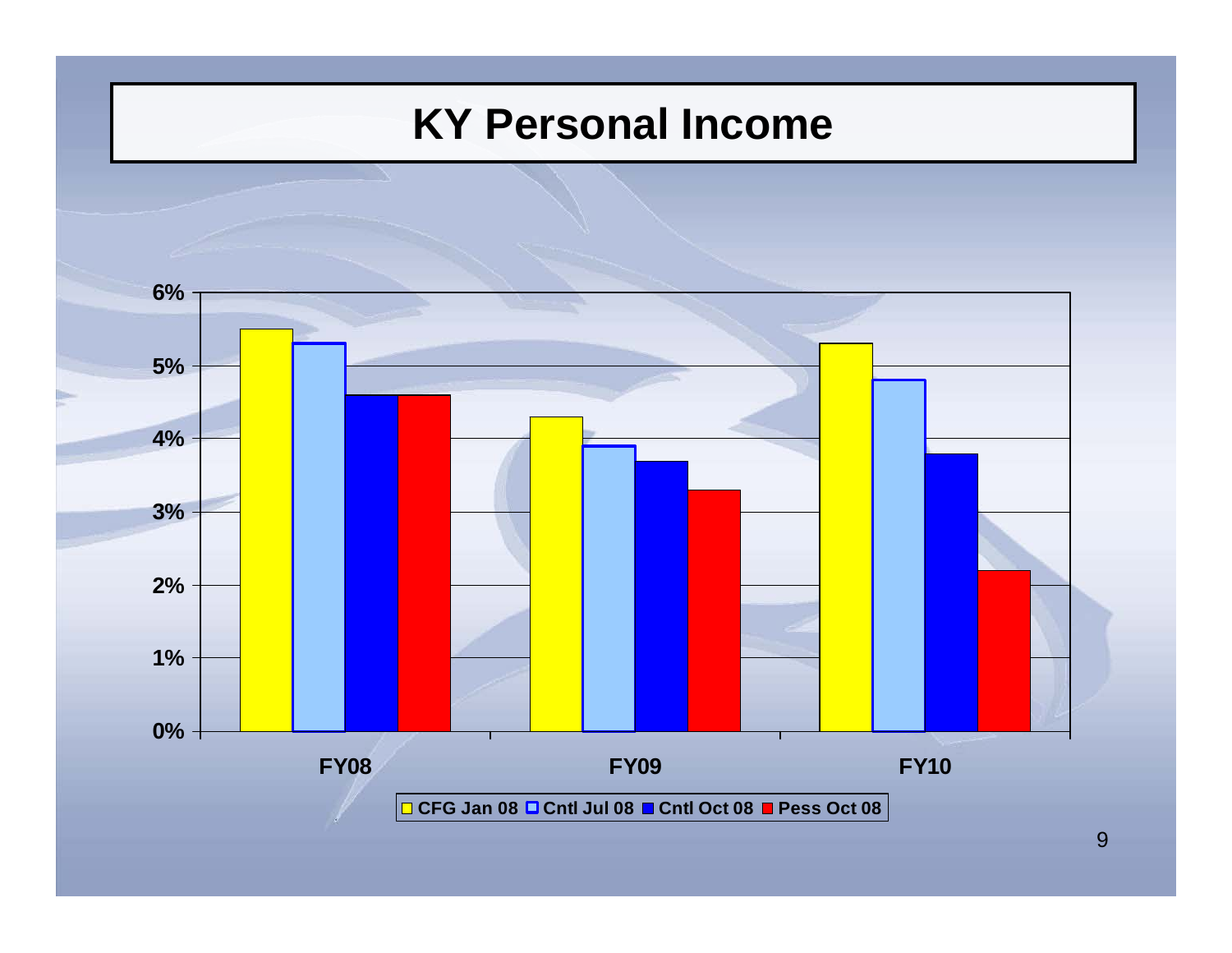# KY Personal Income

| | CFG Jan 08 | Cntl Jul 08 | Cntl Oct 08 | Pess Oct 08 |
|---|---|---|---|---|
| FY08 | 5.5% | 5.3% | 4.6% | 4.6% |
| FY09 | 4.3% | 3.9% | 3.7% | 3.3% |
| FY10 | 5.3% | 4.8% | 3.8% | 2.2% |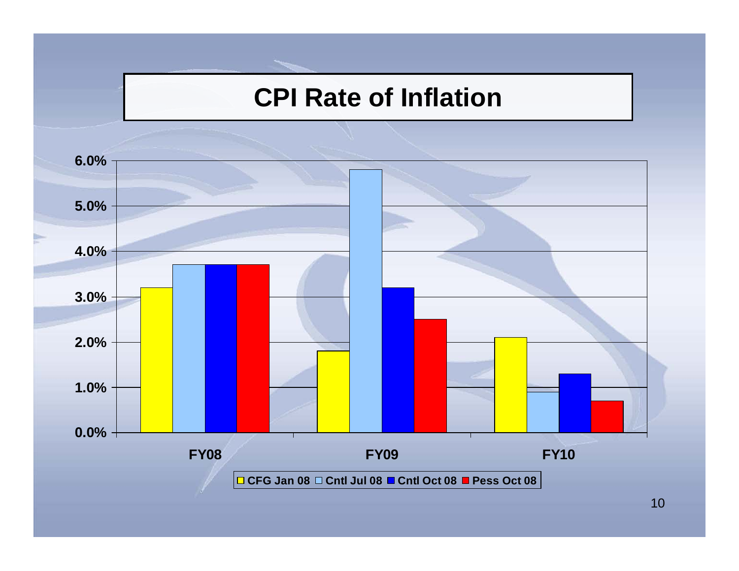# CPI Rate of Inflation

| | CFG Jan 08 | Cntl Jul 08 | Cntl Oct 08 | Pess Oct 08 |
|---|---|---|---|---|
| FY08 | 3.2% | 3.7% | 3.7% | 3.7% |
| FY09 | 1.8% | 5.8% | 3.2% | 2.5% |
| FY10 | 2.1% | 0.9% | 1.3% | 0.7% |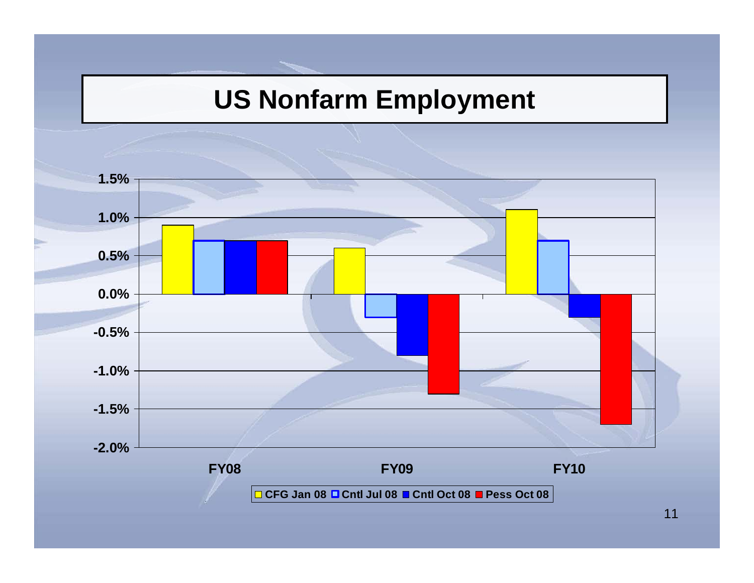# US Nonfarm Employment

| | CFG Jan 08 | Cntl Jul 08 | Cntl Oct 08 | Pess Oct 08 |
|---|---|---|---|---|
| FY08 | 0.9% | 0.7% | 0.7% | 0.7% |
| FY09 | 0.6% | -0.3% | -0.8% | -1.3% |
| FY10 | 1.1% | 0.7% | -0.3% | -1.7% |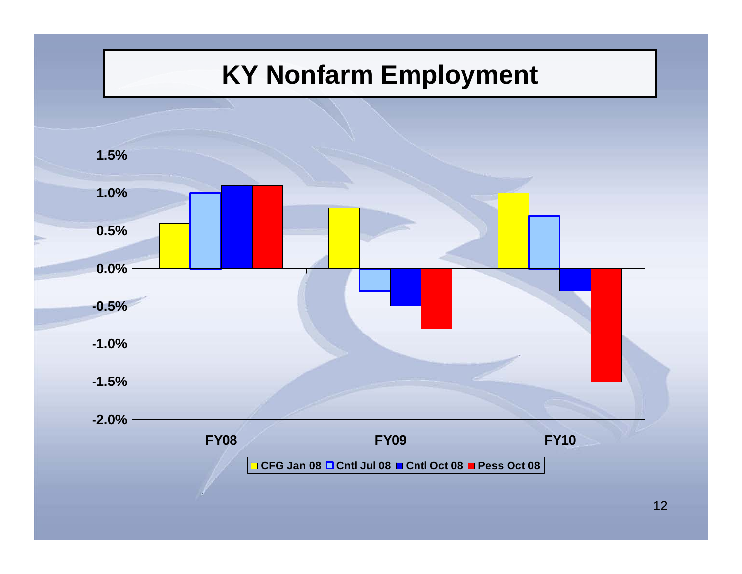# KY Nonfarm Employment

| | CFG Jan 08 | Cntl Jul 08 | Cntl Oct 08 | Pess Oct 08 |
|---|---|---|---|---|
| FY08 | 0.6% | 1.0% | 1.1% | 1.1% |
| FY09 | 0.8% | -0.3% | -0.5% | -0.8% |
| FY10 | 1.0% | 0.7% | -0.3% | -1.5% |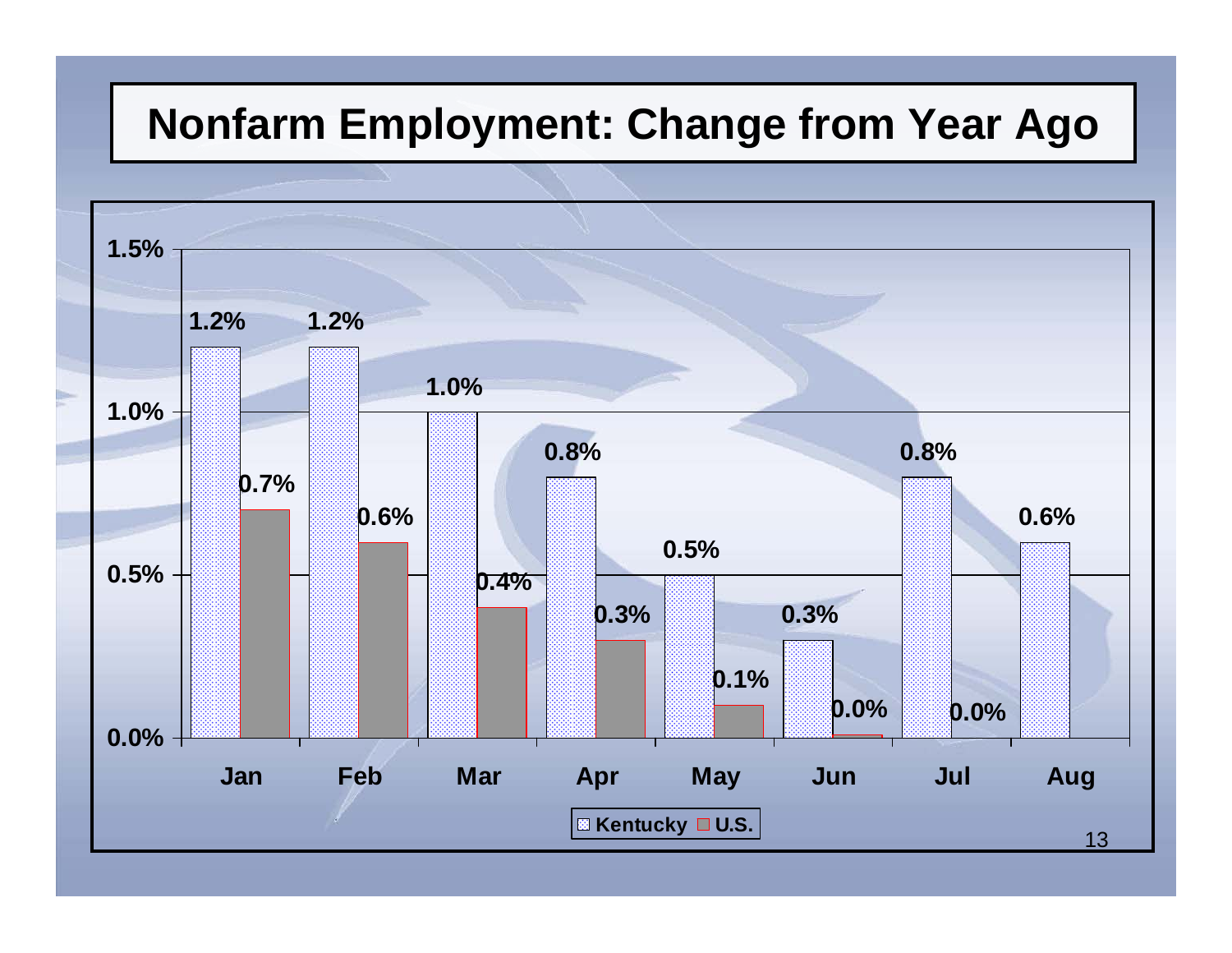# Nonfarm Employment: Change from Year Ago

| Month | Kentucky | U.S. |
|---|---|---|
| Jan | 1.2% | 0.7% |
| Feb | 1.2% | 0.6% |
| Mar | 1.0% | 0.4% |
| Apr | 0.8% | 0.3% |
| May | 0.5% | 0.1% |
| Jun | 0.3% | 0.0% |
| Jul | 0.8% | 0.0% |
| Aug | 0.6% | |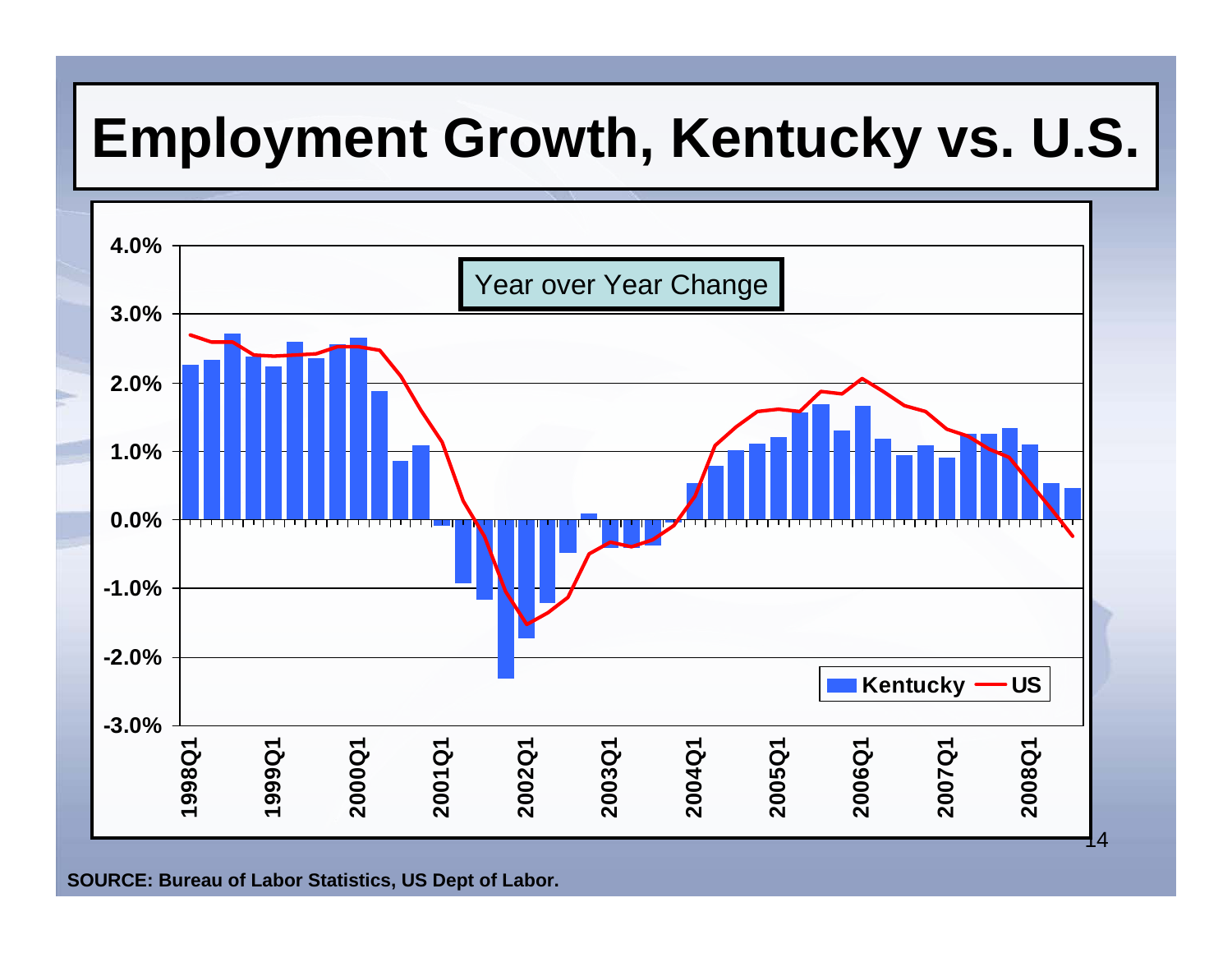# Employment Growth, Kentucky vs. U.S.

Year over Year Change

SOURCE: Bureau of Labor Statistics, US Dept of Labor.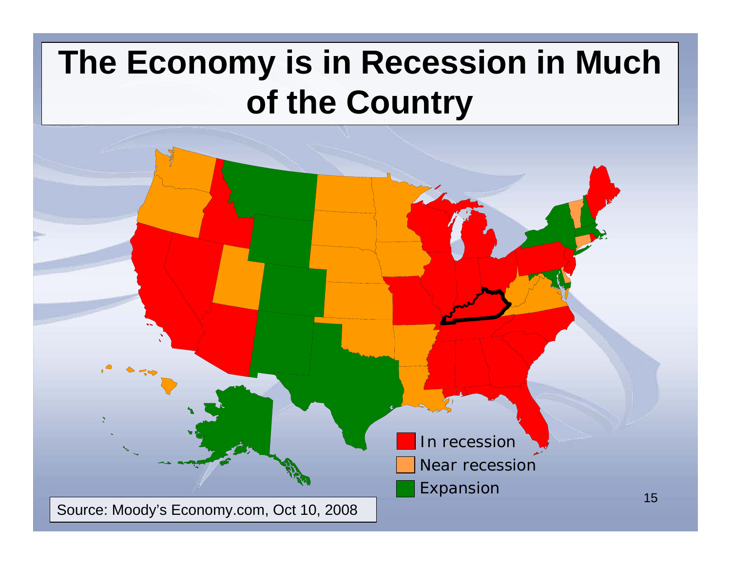# The Economy is in Recession in Much of the Country

In recession

Near recession

Expansion

Source: Moody's Economy.com, Oct 10, 2008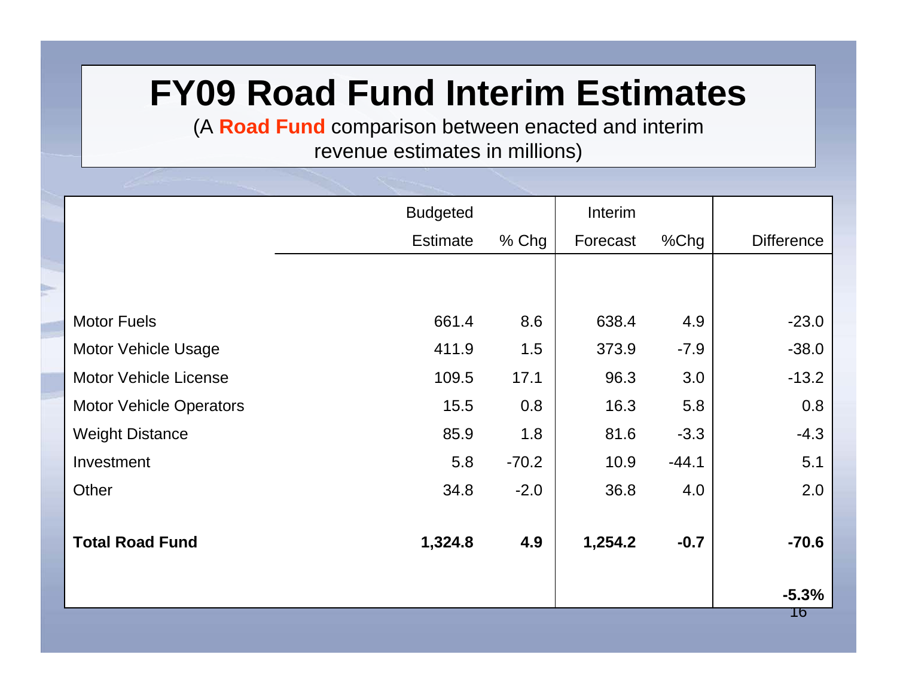# FY09 Road Fund Interim Estimates

(A **Road Fund** comparison between enacted and interim revenue estimates in millions)

| | Budgeted Estimate | % Chg | Interim Forecast | %Chg | Difference |
|---|---|---|---|---|---|
| Motor Fuels | 661.4 | 8.6 | 638.4 | 4.9 | -23.0 |
| Motor Vehicle Usage | 411.9 | 1.5 | 373.9 | -7.9 | -38.0 |
| Motor Vehicle License | 109.5 | 17.1 | 96.3 | 3.0 | -13.2 |
| Motor Vehicle Operators | 15.5 | 0.8 | 16.3 | 5.8 | 0.8 |
| Weight Distance | 85.9 | 1.8 | 81.6 | -3.3 | -4.3 |
| Investment | 5.8 | -70.2 | 10.9 | -44.1 | 5.1 |
| Other | 34.8 | -2.0 | 36.8 | 4.0 | 2.0 |
| **Total Road Fund** | **1,324.8** | **4.9** | **1,254.2** | **-0.7** | **-70.6** |
| | | | | | **-5.3%** |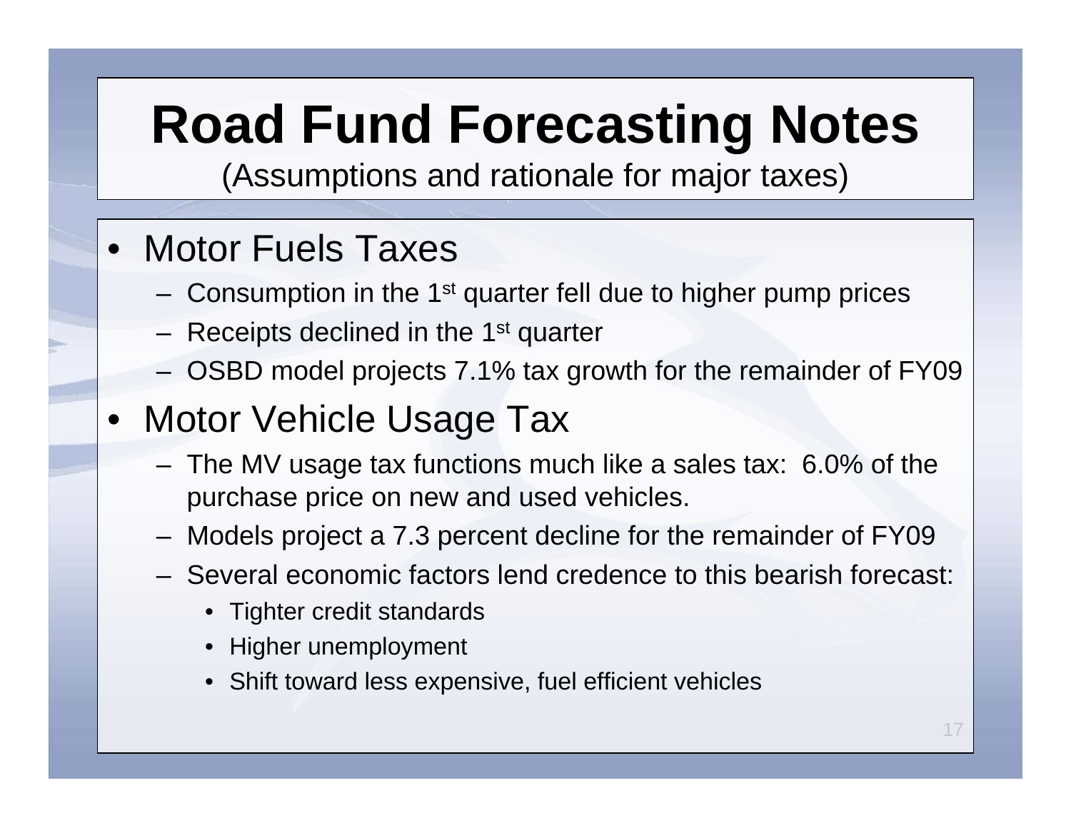# Road Fund Forecasting Notes

(Assumptions and rationale for major taxes)

- Motor Fuels Taxes
  - Consumption in the 1st quarter fell due to higher pump prices
  - Receipts declined in the 1st quarter
  - OSBD model projects 7.1% tax growth for the remainder of FY09
- Motor Vehicle Usage Tax
  - The MV usage tax functions much like a sales tax: 6.0% of the purchase price on new and used vehicles.
  - Models project a 7.3 percent decline for the remainder of FY09
  - Several economic factors lend credence to this bearish forecast:
    - Tighter credit standards
    - Higher unemployment
    - Shift toward less expensive, fuel efficient vehicles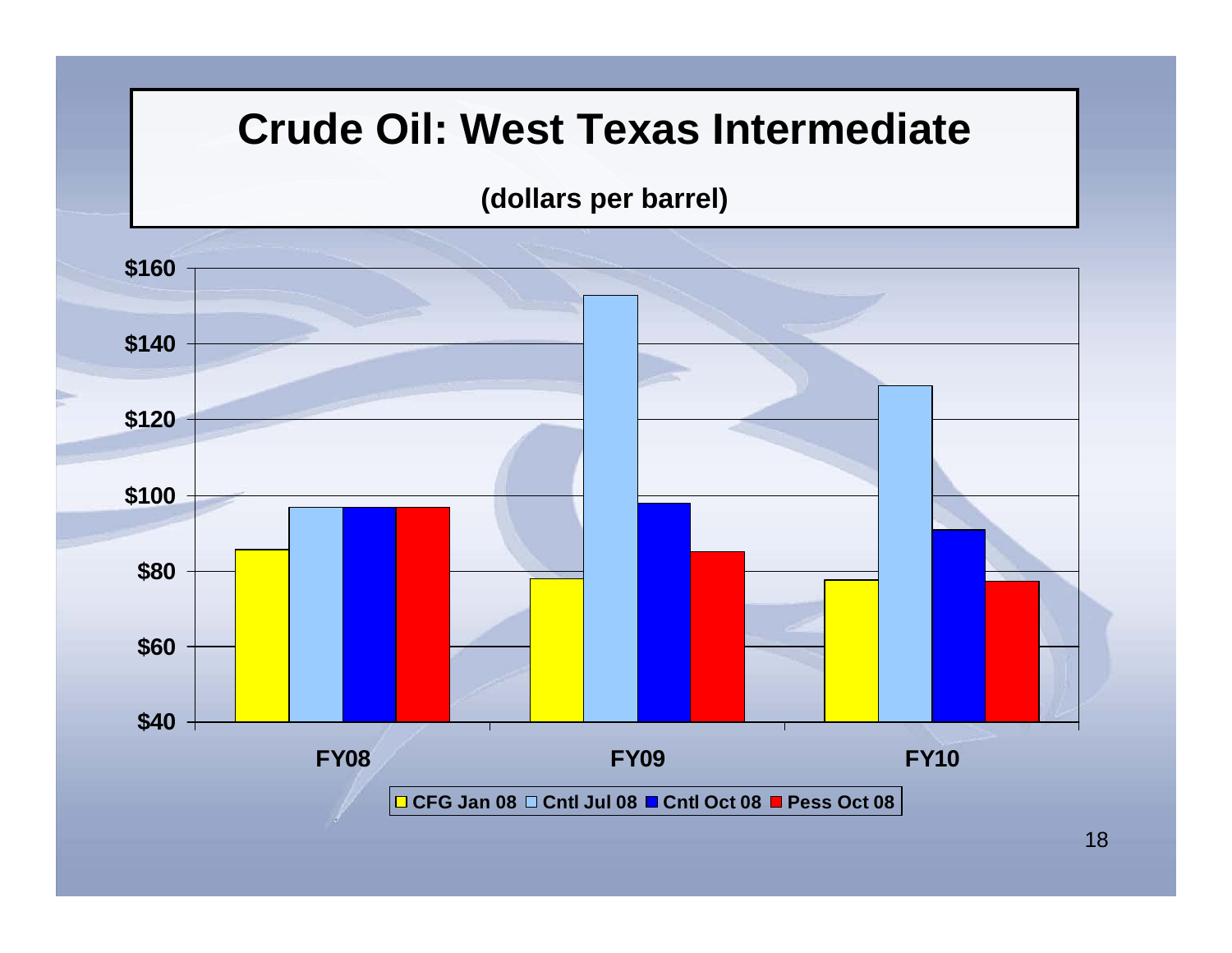# Crude Oil: West Texas Intermediate

**(dollars per barrel)**

$160
$140
$120
$100
$80
$60
$40

FY08 FY09 FY10

CFG Jan 08 | Cntl Jul 08 | Cntl Oct 08 | Pess Oct 08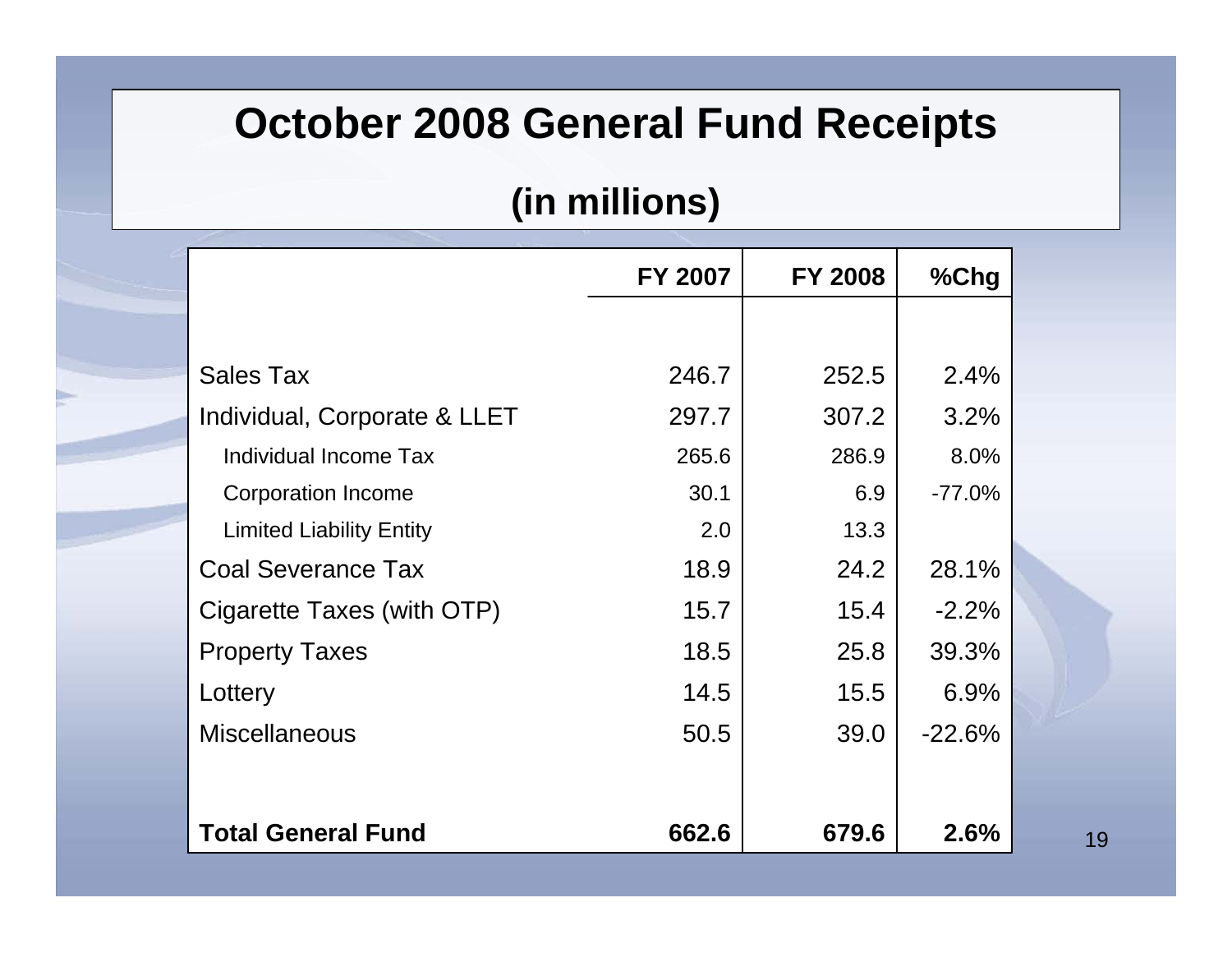# October 2008 General Fund Receipts

## (in millions)

| | FY 2007 | FY 2008 | %Chg |
|---|---|---|---|
| Sales Tax | 246.7 | 252.5 | 2.4% |
| Individual, Corporate & LLET | 297.7 | 307.2 | 3.2% |
| Individual Income Tax | 265.6 | 286.9 | 8.0% |
| Corporation Income | 30.1 | 6.9 | -77.0% |
| Limited Liability Entity | 2.0 | 13.3 | |
| Coal Severance Tax | 18.9 | 24.2 | 28.1% |
| Cigarette Taxes (with OTP) | 15.7 | 15.4 | -2.2% |
| Property Taxes | 18.5 | 25.8 | 39.3% |
| Lottery | 14.5 | 15.5 | 6.9% |
| Miscellaneous | 50.5 | 39.0 | -22.6% |
| **Total General Fund** | **662.6** | **679.6** | **2.6%** |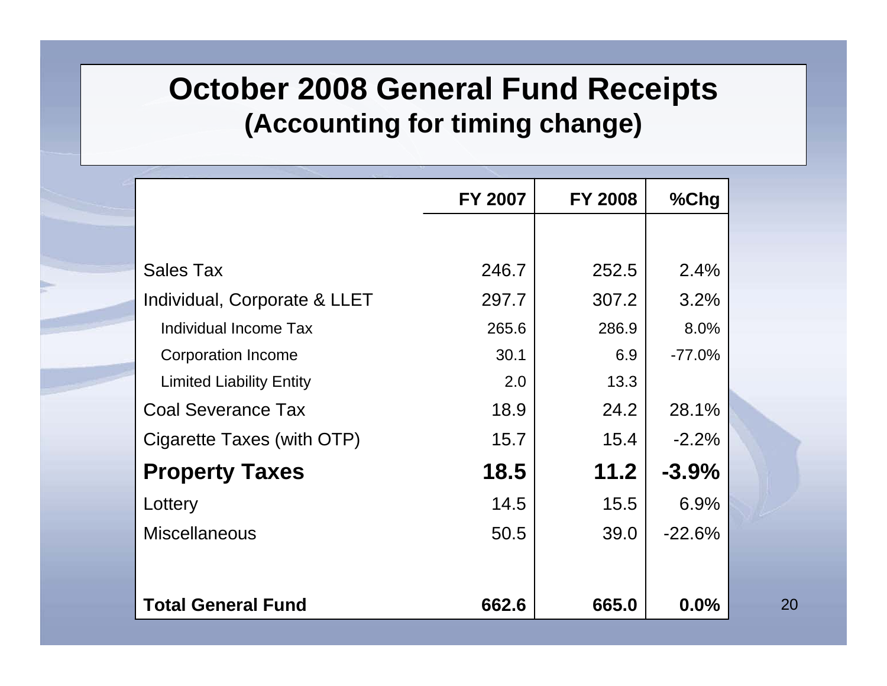# October 2008 General Fund Receipts
## (Accounting for timing change)

| | FY 2007 | FY 2008 | %Chg |
|---|---|---|---|
| Sales Tax | 246.7 | 252.5 | 2.4% |
| Individual, Corporate & LLET | 297.7 | 307.2 | 3.2% |
| Individual Income Tax | 265.6 | 286.9 | 8.0% |
| Corporation Income | 30.1 | 6.9 | -77.0% |
| Limited Liability Entity | 2.0 | 13.3 | |
| Coal Severance Tax | 18.9 | 24.2 | 28.1% |
| Cigarette Taxes (with OTP) | 15.7 | 15.4 | -2.2% |
| **Property Taxes** | **18.5** | **11.2** | **-3.9%** |
| Lottery | 14.5 | 15.5 | 6.9% |
| Miscellaneous | 50.5 | 39.0 | -22.6% |
| **Total General Fund** | **662.6** | **665.0** | **0.0%** |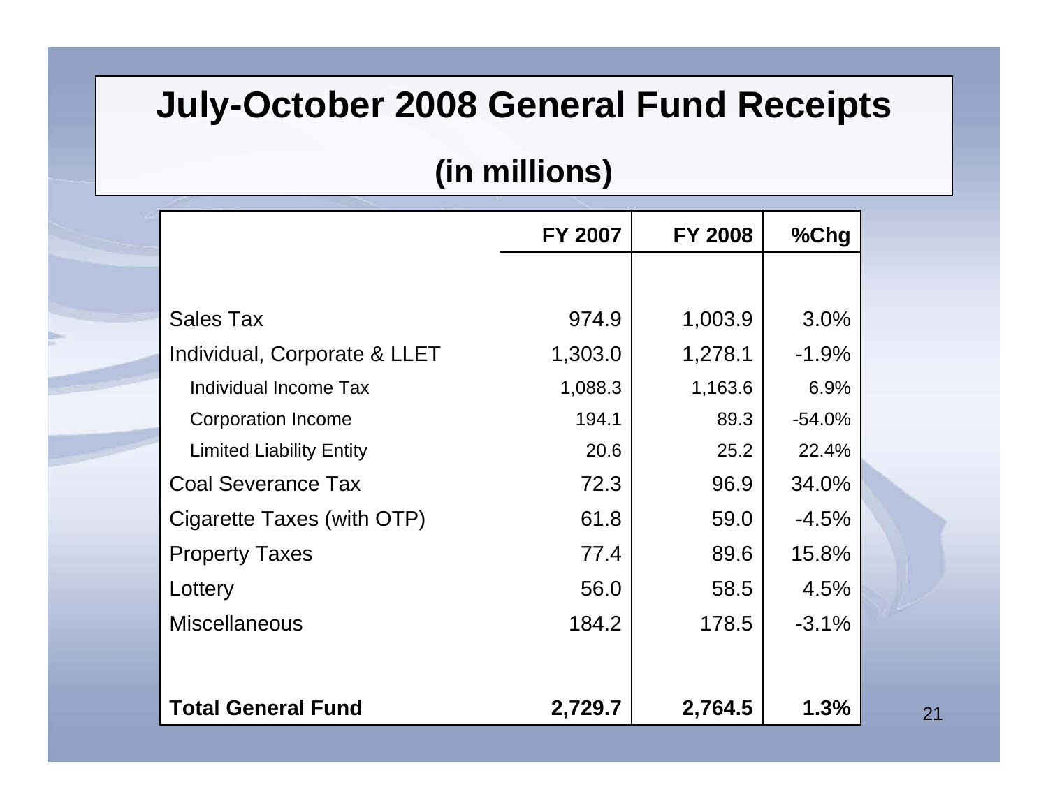# July-October 2008 General Fund Receipts

## (in millions)

| | FY 2007 | FY 2008 | %Chg |
|---|---|---|---|
| Sales Tax | 974.9 | 1,003.9 | 3.0% |
| Individual, Corporate & LLET | 1,303.0 | 1,278.1 | -1.9% |
| Individual Income Tax | 1,088.3 | 1,163.6 | 6.9% |
| Corporation Income | 194.1 | 89.3 | -54.0% |
| Limited Liability Entity | 20.6 | 25.2 | 22.4% |
| Coal Severance Tax | 72.3 | 96.9 | 34.0% |
| Cigarette Taxes (with OTP) | 61.8 | 59.0 | -4.5% |
| Property Taxes | 77.4 | 89.6 | 15.8% |
| Lottery | 56.0 | 58.5 | 4.5% |
| Miscellaneous | 184.2 | 178.5 | -3.1% |
| **Total General Fund** | **2,729.7** | **2,764.5** | **1.3%** |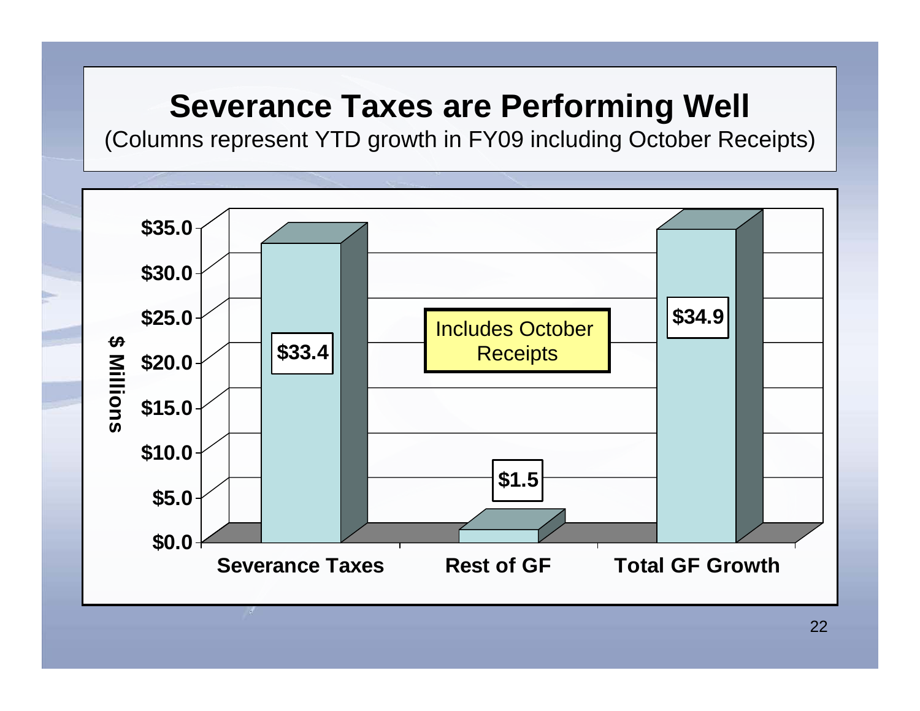# Severance Taxes are Performing Well

(Columns represent YTD growth in FY09 including October Receipts)

| | $ Millions |
|---|---|
| Severance Taxes | $33.4 |
| Rest of GF | $1.5 |
| Total GF Growth | $34.9 |

Includes October Receipts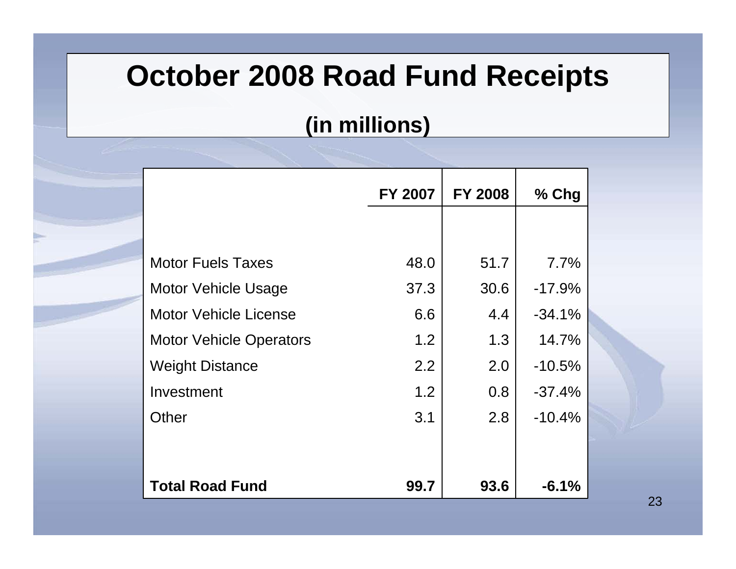# October 2008 Road Fund Receipts

## (in millions)

| | FY 2007 | FY 2008 | % Chg |
|---|---|---|---|
| Motor Fuels Taxes | 48.0 | 51.7 | 7.7% |
| Motor Vehicle Usage | 37.3 | 30.6 | -17.9% |
| Motor Vehicle License | 6.6 | 4.4 | -34.1% |
| Motor Vehicle Operators | 1.2 | 1.3 | 14.7% |
| Weight Distance | 2.2 | 2.0 | -10.5% |
| Investment | 1.2 | 0.8 | -37.4% |
| Other | 3.1 | 2.8 | -10.4% |
| **Total Road Fund** | **99.7** | **93.6** | **-6.1%** |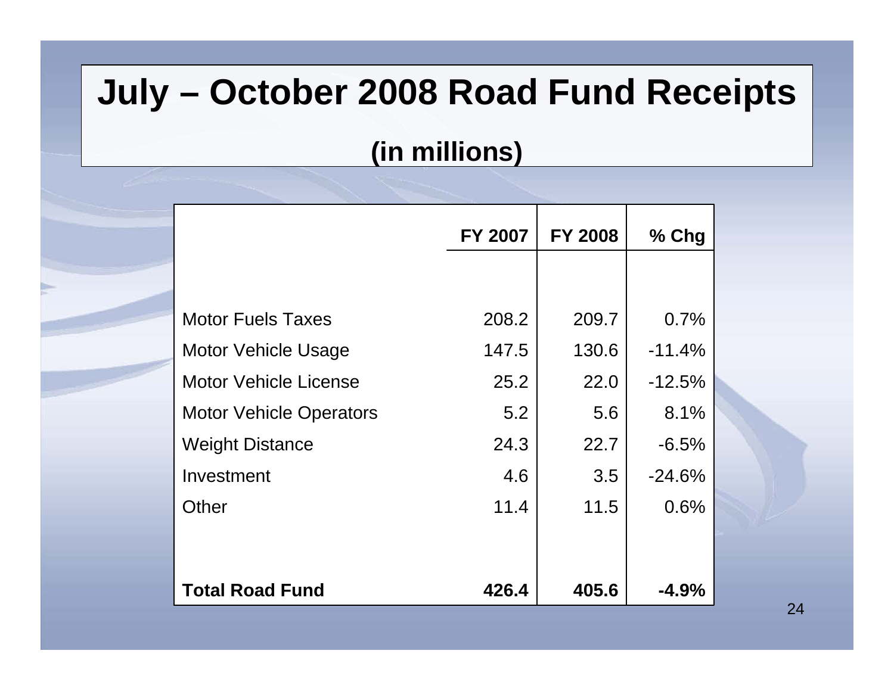# July – October 2008 Road Fund Receipts

## (in millions)

| | FY 2007 | FY 2008 | % Chg |
|---|---|---|---|
| Motor Fuels Taxes | 208.2 | 209.7 | 0.7% |
| Motor Vehicle Usage | 147.5 | 130.6 | -11.4% |
| Motor Vehicle License | 25.2 | 22.0 | -12.5% |
| Motor Vehicle Operators | 5.2 | 5.6 | 8.1% |
| Weight Distance | 24.3 | 22.7 | -6.5% |
| Investment | 4.6 | 3.5 | -24.6% |
| Other | 11.4 | 11.5 | 0.6% |
| **Total Road Fund** | **426.4** | **405.6** | **-4.9%** |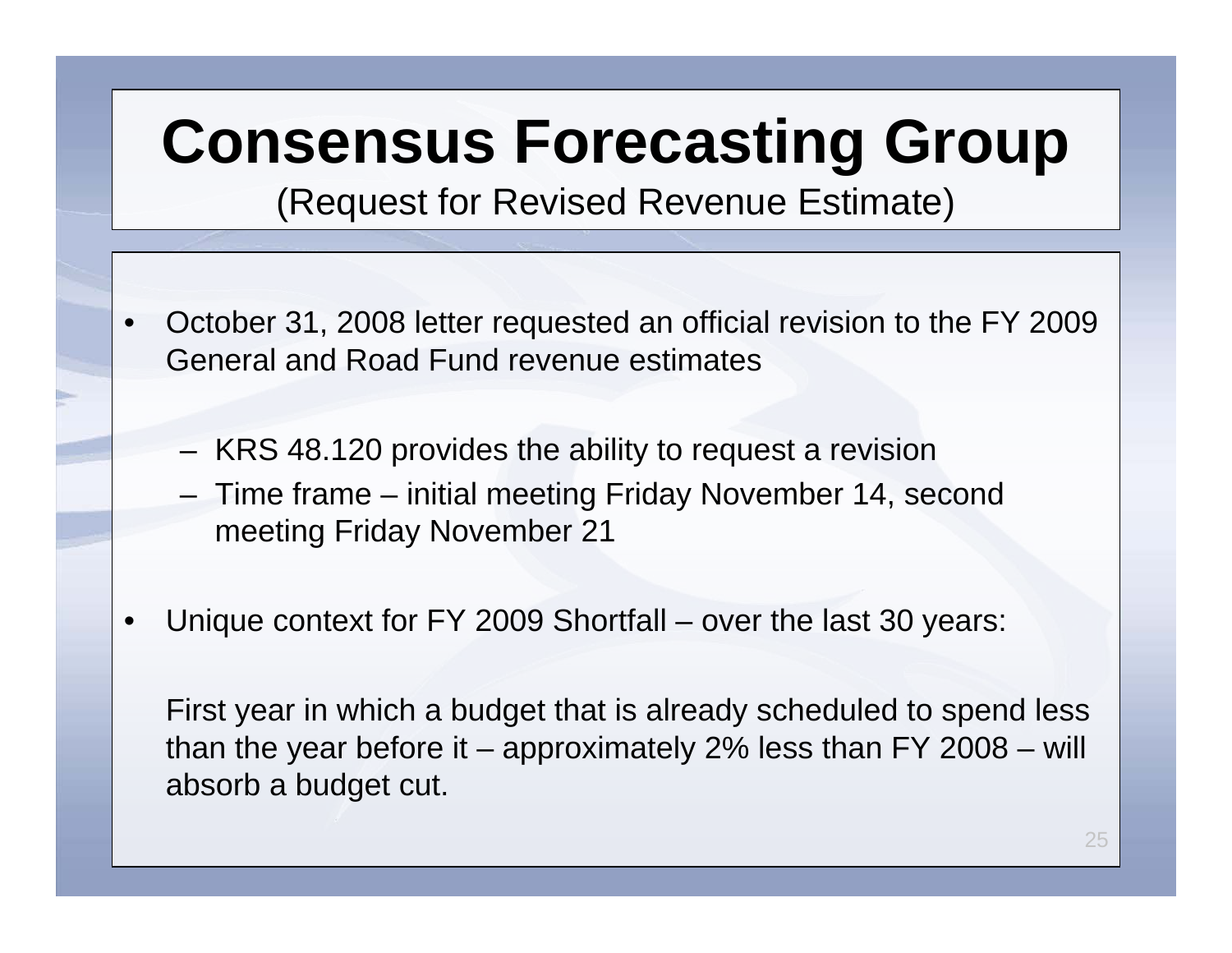# Consensus Forecasting Group

(Request for Revised Revenue Estimate)

- October 31, 2008 letter requested an official revision to the FY 2009 General and Road Fund revenue estimates
  - KRS 48.120 provides the ability to request a revision
  - Time frame – initial meeting Friday November 14, second meeting Friday November 21
- Unique context for FY 2009 Shortfall – over the last 30 years:

  First year in which a budget that is already scheduled to spend less than the year before it – approximately 2% less than FY 2008 – will absorb a budget cut.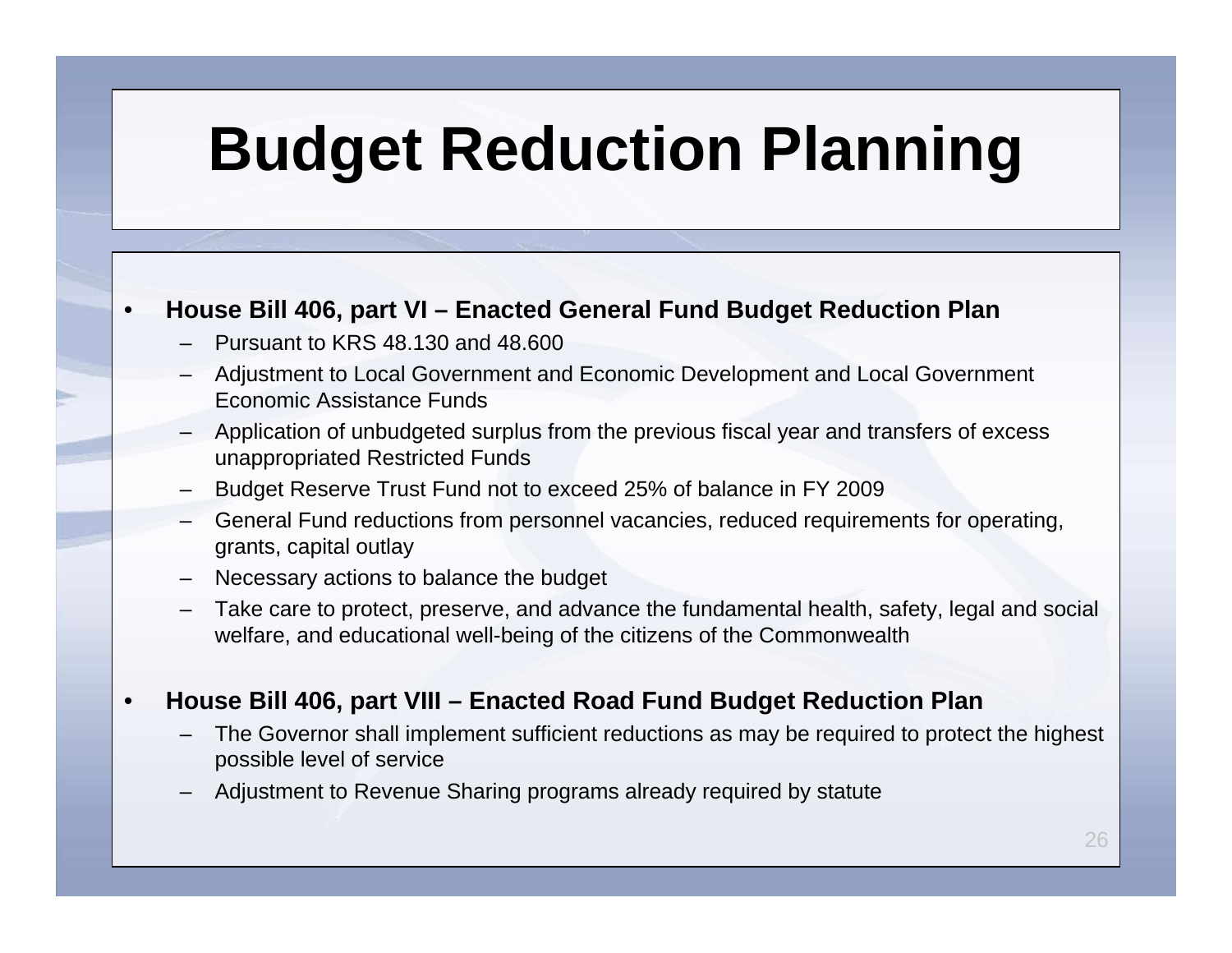# Budget Reduction Planning

- **House Bill 406, part VI – Enacted General Fund Budget Reduction Plan**
  - Pursuant to KRS 48.130 and 48.600
  - Adjustment to Local Government and Economic Development and Local Government Economic Assistance Funds
  - Application of unbudgeted surplus from the previous fiscal year and transfers of excess unappropriated Restricted Funds
  - Budget Reserve Trust Fund not to exceed 25% of balance in FY 2009
  - General Fund reductions from personnel vacancies, reduced requirements for operating, grants, capital outlay
  - Necessary actions to balance the budget
  - Take care to protect, preserve, and advance the fundamental health, safety, legal and social welfare, and educational well-being of the citizens of the Commonwealth

- **House Bill 406, part VIII – Enacted Road Fund Budget Reduction Plan**
  - The Governor shall implement sufficient reductions as may be required to protect the highest possible level of service
  - Adjustment to Revenue Sharing programs already required by statute